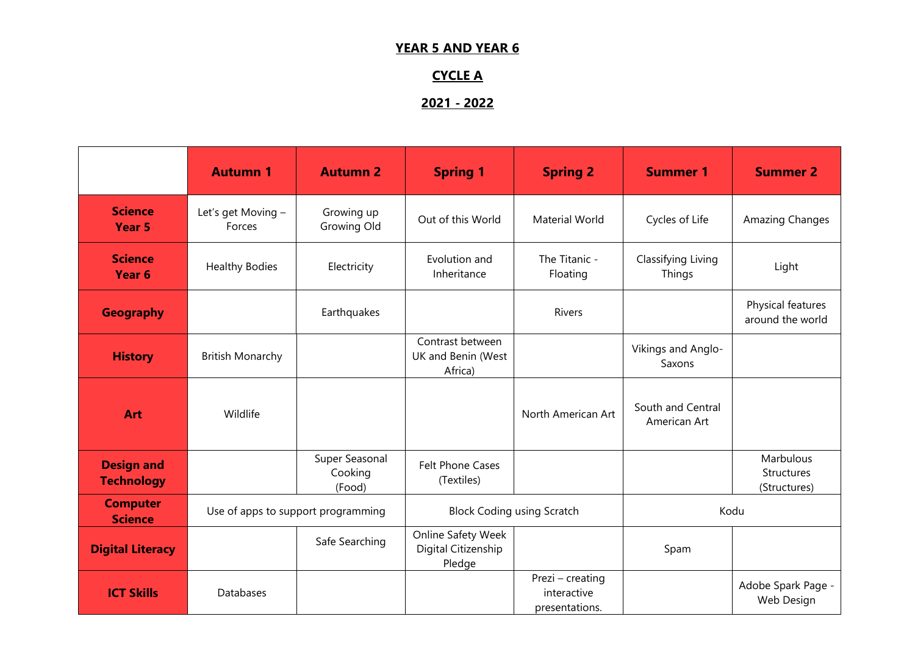**YEAR 5 AND YEAR 6**

**CYCLE A**

**2021 - 2022**

| | **Autumn 1** | **Autumn 2** | **Spring 1** | **Spring 2** | **Summer 1** | **Summer 2** |
|---|---|---|---|---|---|---|
| **Science Year 5** | Let's get Moving – Forces | Growing up Growing Old | Out of this World | Material World | Cycles of Life | Amazing Changes |
| **Science Year 6** | Healthy Bodies | Electricity | Evolution and Inheritance | The Titanic - Floating | Classifying Living Things | Light |
| **Geography** | | Earthquakes | | Rivers | | Physical features around the world |
| **History** | British Monarchy | | Contrast between UK and Benin (West Africa) | | Vikings and Anglo-Saxons | |
| **Art** | Wildlife | | | North American Art | South and Central American Art | |
| **Design and Technology** | | Super Seasonal Cooking (Food) | Felt Phone Cases (Textiles) | | | Marbulous Structures (Structures) |
| **Computer Science** | Use of apps to support programming | | Block Coding using Scratch | | Kodu | |
| **Digital Literacy** | | Safe Searching | Online Safety Week Digital Citizenship Pledge | | Spam | |
| **ICT Skills** | Databases | | | Prezi – creating interactive presentations. | | Adobe Spark Page - Web Design |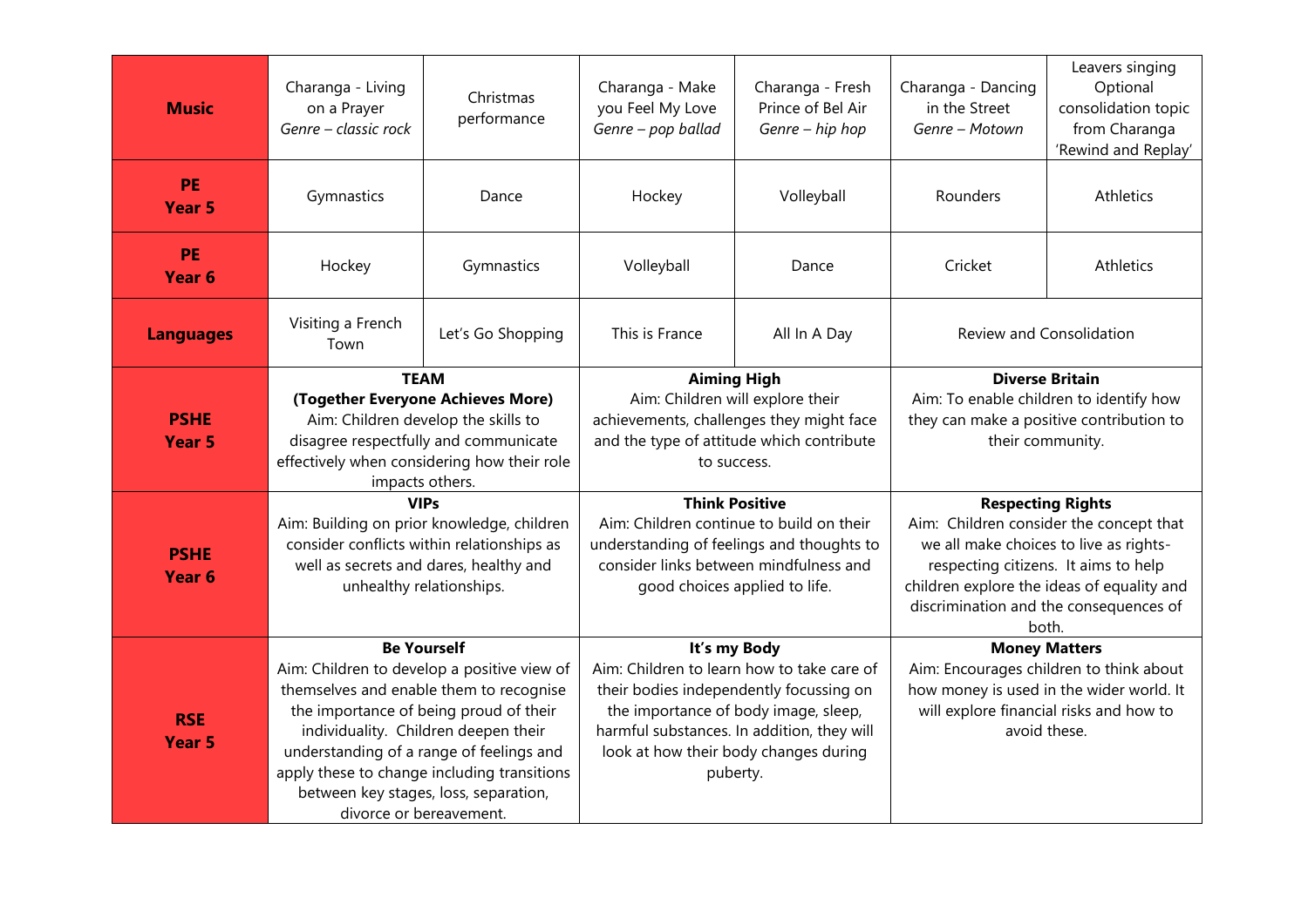| | | | | | | |
|---|---|---|---|---|---|---|
| **Music** | Charanga - Living on a Prayer *Genre – classic rock* | Christmas performance | Charanga - Make you Feel My Love *Genre – pop ballad* | Charanga - Fresh Prince of Bel Air *Genre – hip hop* | Charanga - Dancing in the Street *Genre – Motown* | Leavers singing Optional consolidation topic from Charanga 'Rewind and Replay' |
| **PE Year 5** | Gymnastics | Dance | Hockey | Volleyball | Rounders | Athletics |
| **PE Year 6** | Hockey | Gymnastics | Volleyball | Dance | Cricket | Athletics |
| **Languages** | Visiting a French Town | Let's Go Shopping | This is France | All In A Day | Review and Consolidation | |
| **PSHE Year 5** | **TEAM (Together Everyone Achieves More)** Aim: Children develop the skills to disagree respectfully and communicate effectively when considering how their role impacts others. | | **Aiming High** Aim: Children will explore their achievements, challenges they might face and the type of attitude which contribute to success. | | **Diverse Britain** Aim: To enable children to identify how they can make a positive contribution to their community. | |
| **PSHE Year 6** | **VIPs** Aim: Building on prior knowledge, children consider conflicts within relationships as well as secrets and dares, healthy and unhealthy relationships. | | **Think Positive** Aim: Children continue to build on their understanding of feelings and thoughts to consider links between mindfulness and good choices applied to life. | | **Respecting Rights** Aim: Children consider the concept that we all make choices to live as rights-respecting citizens. It aims to help children explore the ideas of equality and discrimination and the consequences of both. | |
| **RSE Year 5** | **Be Yourself** Aim: Children to develop a positive view of themselves and enable them to recognise the importance of being proud of their individuality. Children deepen their understanding of a range of feelings and apply these to change including transitions between key stages, loss, separation, divorce or bereavement. | | **It's my Body** Aim: Children to learn how to take care of their bodies independently focussing on the importance of body image, sleep, harmful substances. In addition, they will look at how their body changes during puberty. | | **Money Matters** Aim: Encourages children to think about how money is used in the wider world. It will explore financial risks and how to avoid these. | |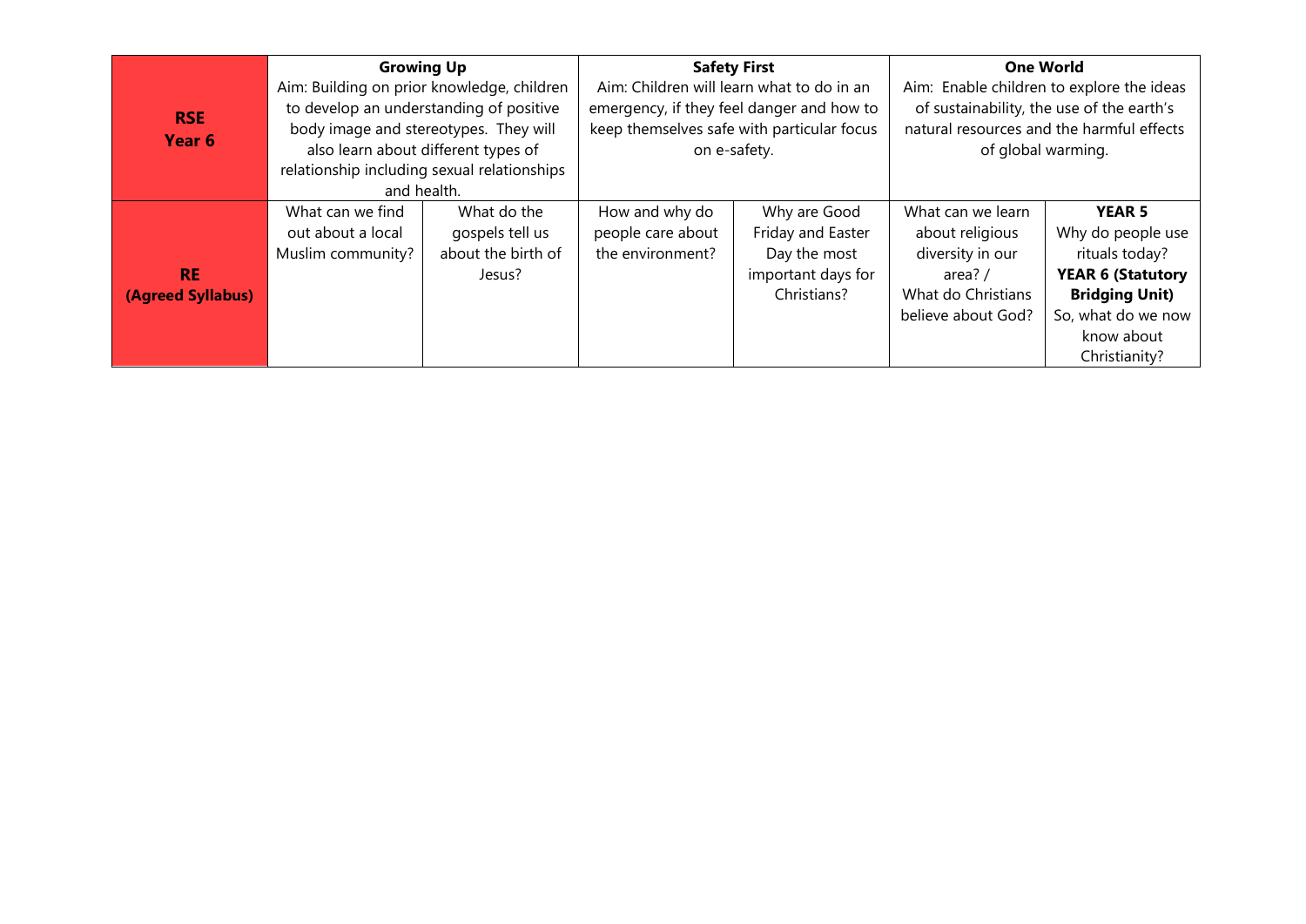| | | | | | | |
|---|---|---|---|---|---|---|
| **RSE Year 6** | **Growing Up** Aim: Building on prior knowledge, children to develop an understanding of positive body image and stereotypes. They will also learn about different types of relationship including sexual relationships and health. | | **Safety First** Aim: Children will learn what to do in an emergency, if they feel danger and how to keep themselves safe with particular focus on e-safety. | | **One World** Aim: Enable children to explore the ideas of sustainability, the use of the earth's natural resources and the harmful effects of global warming. | |
| **RE (Agreed Syllabus)** | What can we find out about a local Muslim community? | What do the gospels tell us about the birth of Jesus? | How and why do people care about the environment? | Why are Good Friday and Easter Day the most important days for Christians? | What can we learn about religious diversity in our area? / What do Christians believe about God? | **YEAR 5** Why do people use rituals today? **YEAR 6 (Statutory Bridging Unit)** So, what do we now know about Christianity? |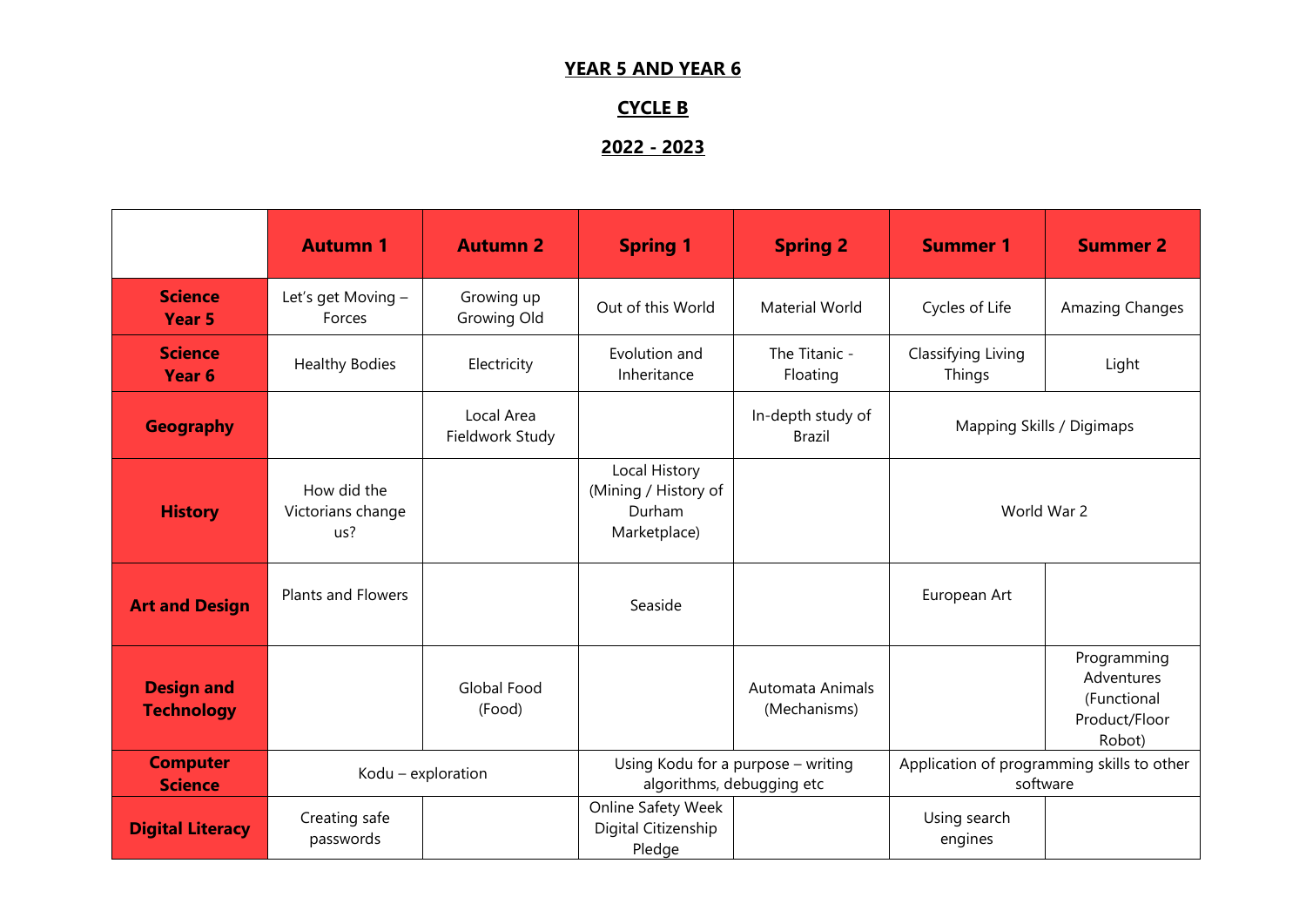# YEAR 5 AND YEAR 6

## CYCLE B

## 2022 - 2023

| | Autumn 1 | Autumn 2 | Spring 1 | Spring 2 | Summer 1 | Summer 2 |
|---|---|---|---|---|---|---|
| **Science Year 5** | Let's get Moving – Forces | Growing up Growing Old | Out of this World | Material World | Cycles of Life | Amazing Changes |
| **Science Year 6** | Healthy Bodies | Electricity | Evolution and Inheritance | The Titanic - Floating | Classifying Living Things | Light |
| **Geography** | | Local Area Fieldwork Study | | In-depth study of Brazil | Mapping Skills / Digimaps | |
| **History** | How did the Victorians change us? | | Local History (Mining / History of Durham Marketplace) | | World War 2 | |
| **Art and Design** | Plants and Flowers | | Seaside | | European Art | |
| **Design and Technology** | | Global Food (Food) | | Automata Animals (Mechanisms) | | Programming Adventures (Functional Product/Floor Robot) |
| **Computer Science** | Kodu – exploration | | Using Kodu for a purpose – writing algorithms, debugging etc | | Application of programming skills to other software | |
| **Digital Literacy** | Creating safe passwords | | Online Safety Week Digital Citizenship Pledge | | Using search engines | |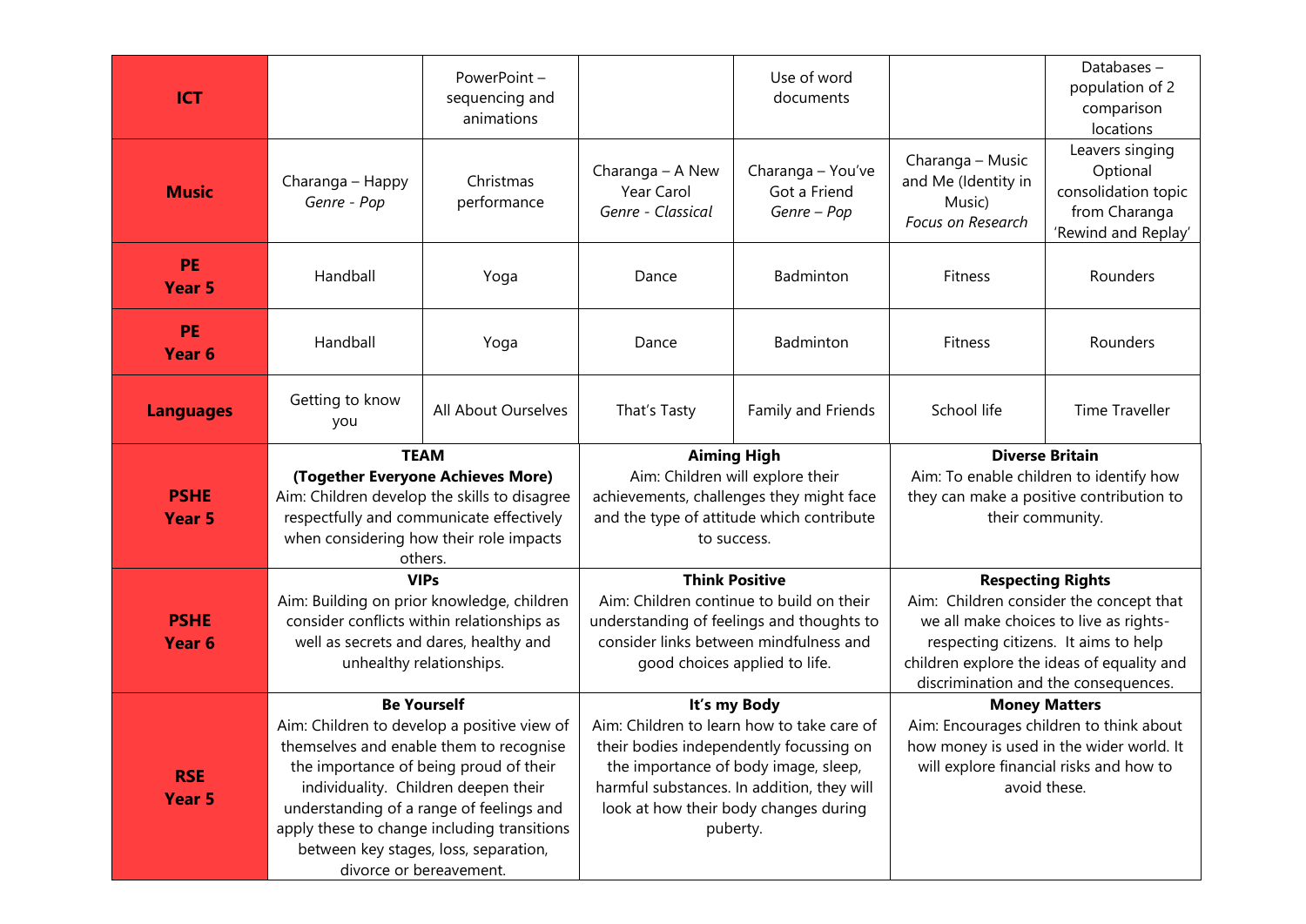| ICT | | PowerPoint – sequencing and animations | | Use of word documents | | Databases – population of 2 comparison locations |
|---|---|---|---|---|---|---|
| **Music** | Charanga – Happy *Genre - Pop* | Christmas performance | Charanga – A New Year Carol *Genre - Classical* | Charanga – You've Got a Friend *Genre – Pop* | Charanga – Music and Me (Identity in Music) *Focus on Research* | Leavers singing Optional consolidation topic from Charanga 'Rewind and Replay' |
| **PE Year 5** | Handball | Yoga | Dance | Badminton | Fitness | Rounders |
| **PE Year 6** | Handball | Yoga | Dance | Badminton | Fitness | Rounders |
| **Languages** | Getting to know you | All About Ourselves | That's Tasty | Family and Friends | School life | Time Traveller |
| **PSHE Year 5** | **TEAM (Together Everyone Achieves More)** Aim: Children develop the skills to disagree respectfully and communicate effectively when considering how their role impacts others. | | **Aiming High** Aim: Children will explore their achievements, challenges they might face and the type of attitude which contribute to success. | | **Diverse Britain** Aim: To enable children to identify how they can make a positive contribution to their community. | |
| **PSHE Year 6** | **VIPs** Aim: Building on prior knowledge, children consider conflicts within relationships as well as secrets and dares, healthy and unhealthy relationships. | | **Think Positive** Aim: Children continue to build on their understanding of feelings and thoughts to consider links between mindfulness and good choices applied to life. | | **Respecting Rights** Aim: Children consider the concept that we all make choices to live as rights-respecting citizens. It aims to help children explore the ideas of equality and discrimination and the consequences. | |
| **RSE Year 5** | **Be Yourself** Aim: Children to develop a positive view of themselves and enable them to recognise the importance of being proud of their individuality. Children deepen their understanding of a range of feelings and apply these to change including transitions between key stages, loss, separation, divorce or bereavement. | | **It's my Body** Aim: Children to learn how to take care of their bodies independently focussing on the importance of body image, sleep, harmful substances. In addition, they will look at how their body changes during puberty. | | **Money Matters** Aim: Encourages children to think about how money is used in the wider world. It will explore financial risks and how to avoid these. | |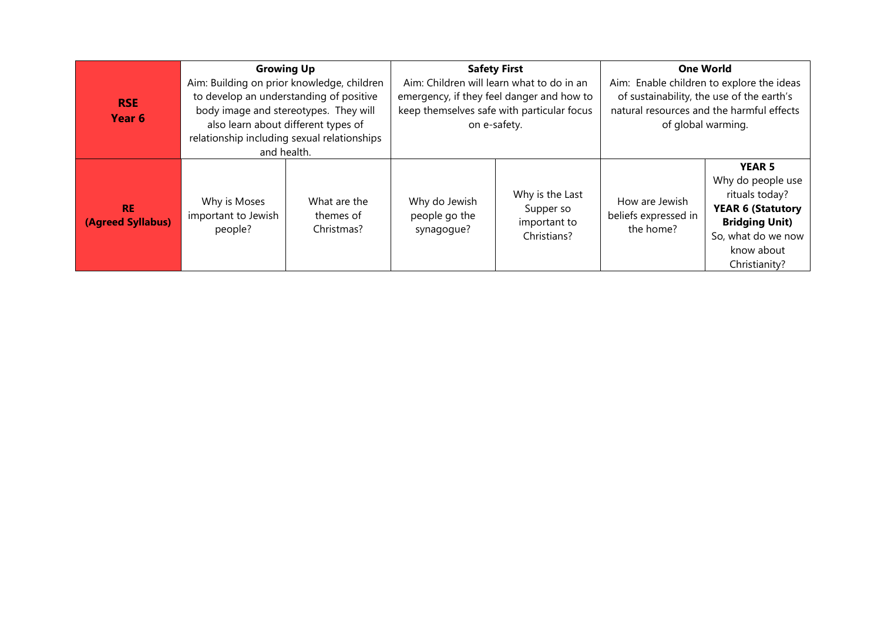| | | | | | | |
|---|---|---|---|---|---|---|
| **RSE Year 6** | **Growing Up** Aim: Building on prior knowledge, children to develop an understanding of positive body image and stereotypes. They will also learn about different types of relationship including sexual relationships and health. | | **Safety First** Aim: Children will learn what to do in an emergency, if they feel danger and how to keep themselves safe with particular focus on e-safety. | | **One World** Aim: Enable children to explore the ideas of sustainability, the use of the earth's natural resources and the harmful effects of global warming. | |
| **RE (Agreed Syllabus)** | Why is Moses important to Jewish people? | What are the themes of Christmas? | Why do Jewish people go the synagogue? | Why is the Last Supper so important to Christians? | How are Jewish beliefs expressed in the home? | **YEAR 5** Why do people use rituals today? **YEAR 6 (Statutory Bridging Unit)** So, what do we now know about Christianity? |